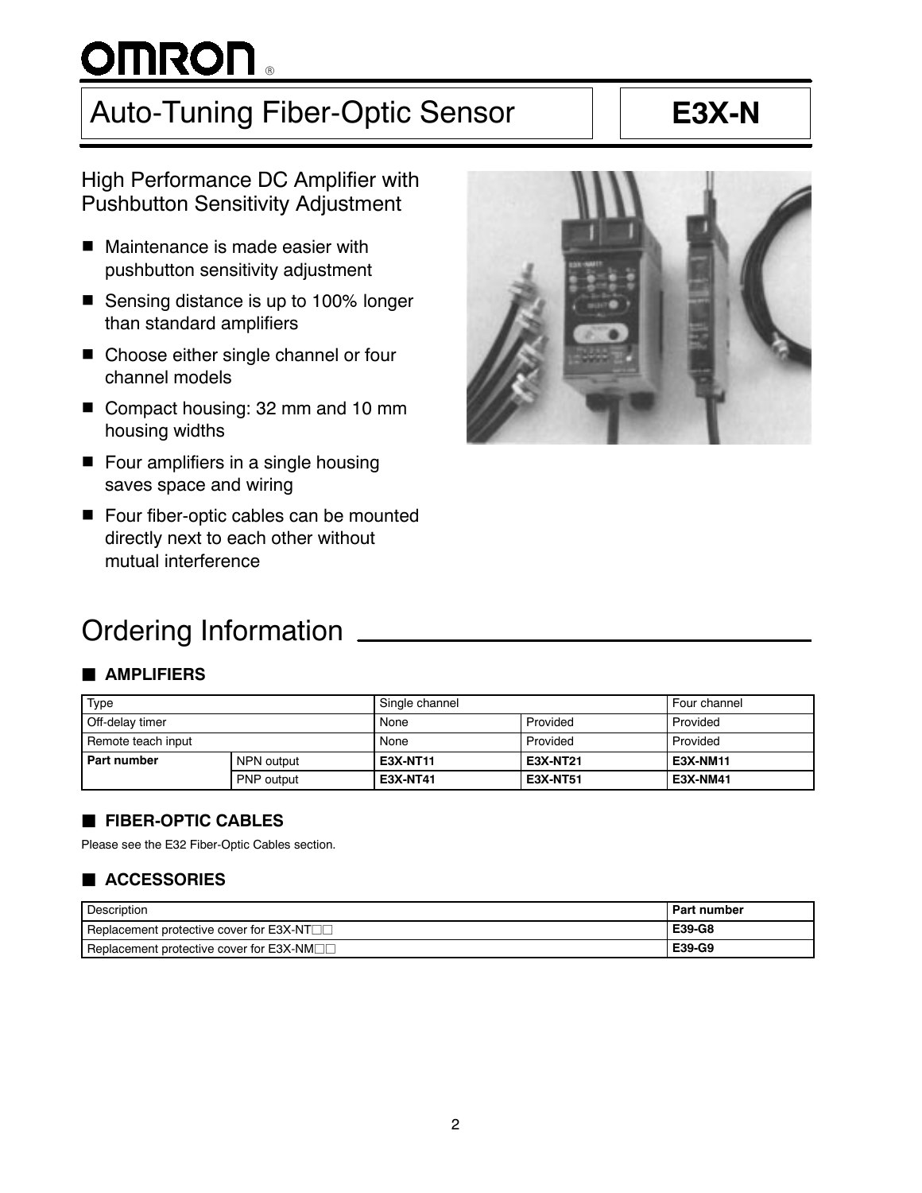# Auto-Tuning Fiber-Optic Sensor

# E3X-N

High Performance DC Amplifier with Pushbutton Sensitivity Adjustment

- Maintenance is made easier with pushbutton sensitivity adjustment
- Sensing distance is up to 100% longer than standard amplifiers
- Choose either single channel or four channel models
- Compact housing: 32 mm and 10 mm housing widths
- Four amplifiers in a single housing saves space and wiring
- Four fiber-optic cables can be mounted directly next to each other without mutual interference

## Ordering Information

### ■ AMPLIFIERS

| Type | | Single channel | | Four channel |
|---|---|---|---|---|
| Off-delay timer | | None | Provided | Provided |
| Remote teach input | | None | Provided | Provided |
| **Part number** | NPN output | **E3X-NT11** | **E3X-NT21** | **E3X-NM11** |
| | PNP output | **E3X-NT41** | **E3X-NT51** | **E3X-NM41** |

### ■ FIBER-OPTIC CABLES

Please see the E32 Fiber-Optic Cables section.

### ■ ACCESSORIES

| Description | Part number |
|---|---|
| Replacement protective cover for E3X-NT□□ | **E39-G8** |
| Replacement protective cover for E3X-NM□□ | **E39-G9** |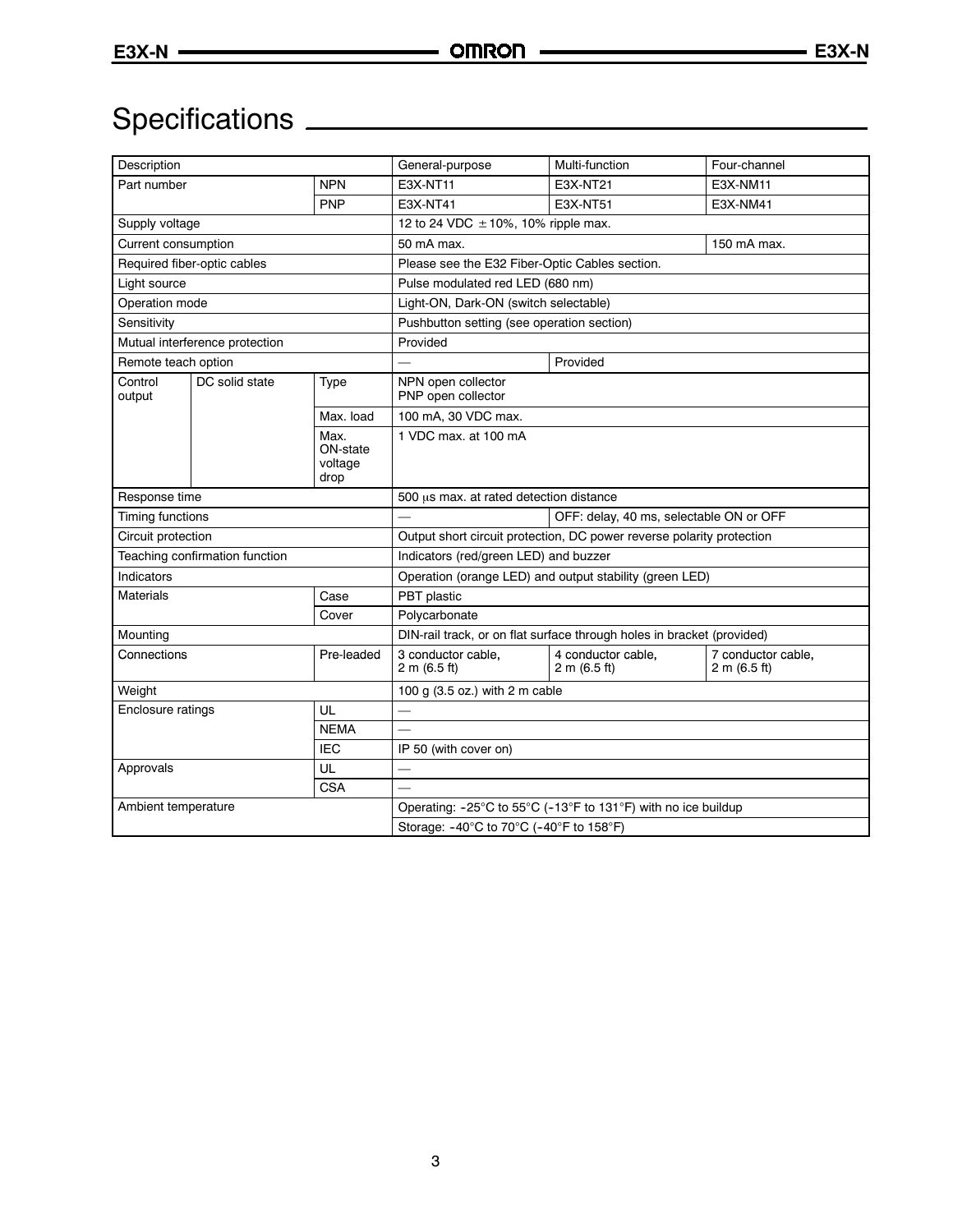# Specifications

| Description | | | General-purpose | Multi-function | Four-channel |
|---|---|---|---|---|---|
| Part number | | NPN | E3X-NT11 | E3X-NT21 | E3X-NM11 |
| | | PNP | E3X-NT41 | E3X-NT51 | E3X-NM41 |
| Supply voltage | | | 12 to 24 VDC ±10%, 10% ripple max. | | |
| Current consumption | | | 50 mA max. | | 150 mA max. |
| Required fiber-optic cables | | | Please see the E32 Fiber-Optic Cables section. | | |
| Light source | | | Pulse modulated red LED (680 nm) | | |
| Operation mode | | | Light-ON, Dark-ON (switch selectable) | | |
| Sensitivity | | | Pushbutton setting (see operation section) | | |
| Mutual interference protection | | | Provided | | |
| Remote teach option | | | — | Provided | |
| Control output | DC solid state | Type | NPN open collector<br>PNP open collector | | |
| | | Max. load | 100 mA, 30 VDC max. | | |
| | | Max. ON-state voltage drop | 1 VDC max. at 100 mA | | |
| Response time | | | 500 μs max. at rated detection distance | | |
| Timing functions | | | — | OFF: delay, 40 ms, selectable ON or OFF | |
| Circuit protection | | | Output short circuit protection, DC power reverse polarity protection | | |
| Teaching confirmation function | | | Indicators (red/green LED) and buzzer | | |
| Indicators | | | Operation (orange LED) and output stability (green LED) | | |
| Materials | | Case | PBT plastic | | |
| | | Cover | Polycarbonate | | |
| Mounting | | | DIN-rail track, or on flat surface through holes in bracket (provided) | | |
| Connections | | Pre-leaded | 3 conductor cable, 2 m (6.5 ft) | 4 conductor cable, 2 m (6.5 ft) | 7 conductor cable, 2 m (6.5 ft) |
| Weight | | | 100 g (3.5 oz.) with 2 m cable | | |
| Enclosure ratings | | UL | — | | |
| | | NEMA | — | | |
| | | IEC | IP 50 (with cover on) | | |
| Approvals | | UL | — | | |
| | | CSA | — | | |
| Ambient temperature | | | Operating: -25°C to 55°C (-13°F to 131°F) with no ice buildup | | |
| | | | Storage: -40°C to 70°C (-40°F to 158°F) | | |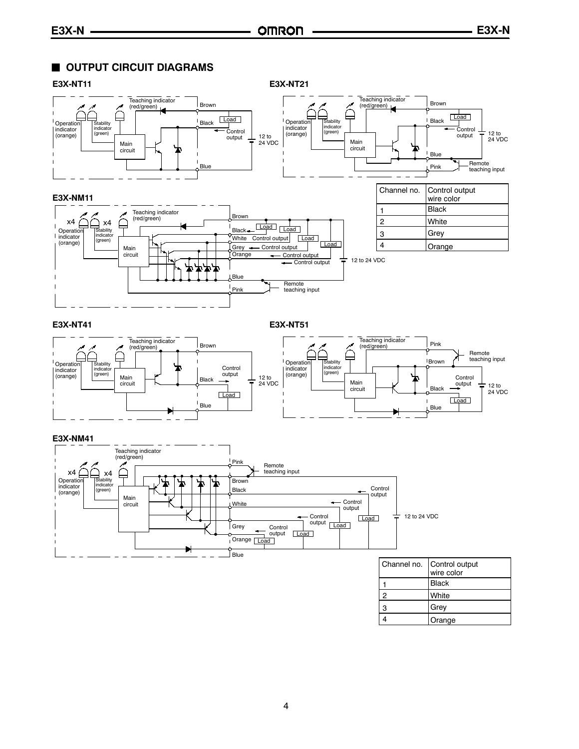## ■ OUTPUT CIRCUIT DIAGRAMS

### E3X-NT11

Teaching indicator (red/green)
Operation indicator (orange)
Stability indicator (green)
Main circuit
Brown
Black
Load
Control output
12 to 24 VDC
Blue

### E3X-NT21

Teaching indicator (red/green)
Operation indicator (orange)
Stability indicator (green)
Main circuit
Brown
Black
Load
Control output
12 to 24 VDC
Blue
Pink
Remote teaching input

### E3X-NM11

Teaching indicator (red/green)
x4 Operation indicator (orange)
x4 Stability indicator (green)
Main circuit
Brown
Black
White
Grey
Orange
Load
Control output
12 to 24 VDC
Blue
Pink
Remote teaching input

| Channel no. | Control output wire color |
|---|---|
| 1 | Black |
| 2 | White |
| 3 | Grey |
| 4 | Orange |

### E3X-NT41

Teaching indicator (red/green)
Operation indicator (orange)
Stability indicator (green)
Main circuit
Brown
Control output
Black
Load
12 to 24 VDC
Blue

### E3X-NT51

Teaching indicator (red/green)
Operation indicator (orange)
Stability indicator (green)
Main circuit
Pink
Remote teaching input
Brown
Control output
Black
Load
12 to 24 VDC
Blue

### E3X-NM41

Teaching indicator (red/green)
x4 Operation indicator (orange)
x4 Stability indicator (green)
Main circuit
Pink
Remote teaching input
Brown
Black
White
Grey
Orange
Control output
Load
12 to 24 VDC
Blue

| Channel no. | Control output wire color |
|---|---|
| 1 | Black |
| 2 | White |
| 3 | Grey |
| 4 | Orange |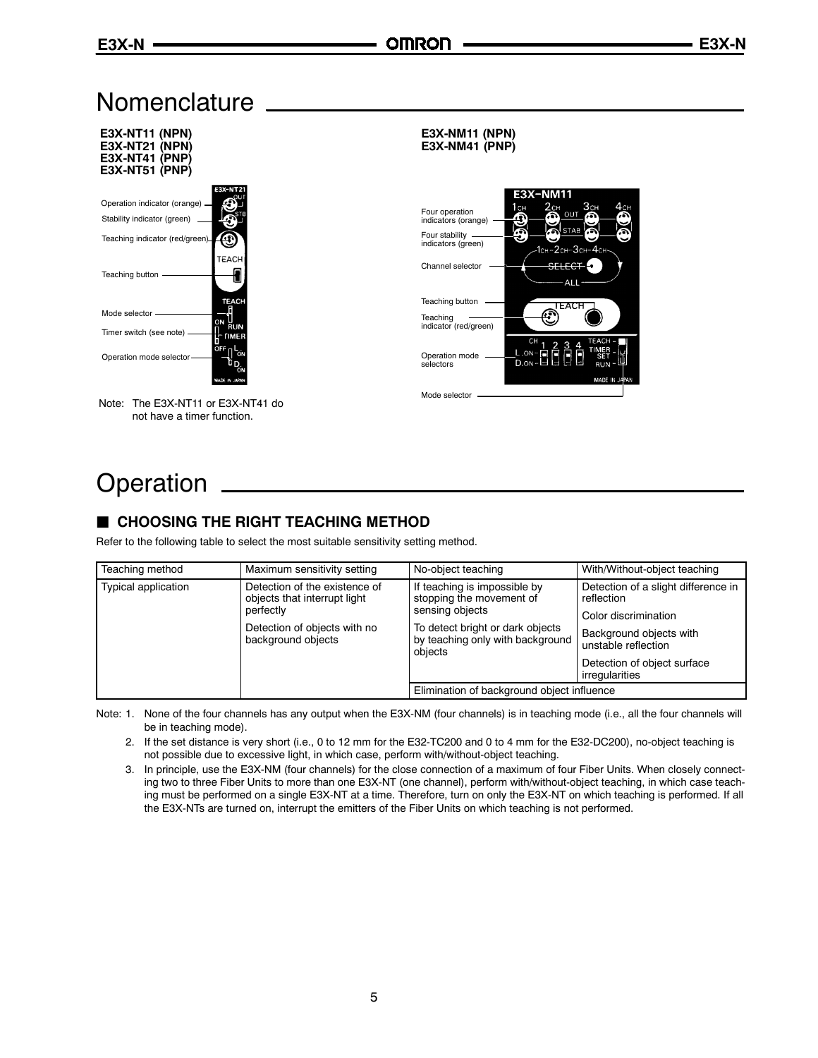# Nomenclature

**E3X-NT11 (NPN)**
**E3X-NT21 (NPN)**
**E3X-NT41 (PNP)**
**E3X-NT51 (PNP)**

Operation indicator (orange)
Stability indicator (green)
Teaching indicator (red/green)
Teaching button
Mode selector
Timer switch (see note)
Operation mode selector

Note: The E3X-NT11 or E3X-NT41 do not have a timer function.

**E3X-NM11 (NPN)**
**E3X-NM41 (PNP)**

Four operation indicators (orange)
Four stability indicators (green)
Channel selector
Teaching button
Teaching indicator (red/green)
Operation mode selectors
Mode selector

# Operation

## ■ CHOOSING THE RIGHT TEACHING METHOD

Refer to the following table to select the most suitable sensitivity setting method.

| Teaching method | Maximum sensitivity setting | No-object teaching | With/Without-object teaching |
|---|---|---|---|
| Typical application | Detection of the existence of objects that interrupt light perfectly<br>Detection of objects with no background objects | If teaching is impossible by stopping the movement of sensing objects<br>To detect bright or dark objects by teaching only with background objects | Detection of a slight difference in reflection<br>Color discrimination<br>Background objects with unstable reflection<br>Detection of object surface irregularities |
| | | Elimination of background object influence | |

Note: 1. None of the four channels has any output when the E3X-NM (four channels) is in teaching mode (i.e., all the four channels will be in teaching mode).

2. If the set distance is very short (i.e., 0 to 12 mm for the E32-TC200 and 0 to 4 mm for the E32-DC200), no-object teaching is not possible due to excessive light, in which case, perform with/without-object teaching.

3. In principle, use the E3X-NM (four channels) for the close connection of a maximum of four Fiber Units. When closely connecting two to three Fiber Units to more than one E3X-NT (one channel), perform with/without-object teaching, in which case teaching must be performed on a single E3X-NT at a time. Therefore, turn on only the E3X-NT on which teaching is performed. If all the E3X-NTs are turned on, interrupt the emitters of the Fiber Units on which teaching is not performed.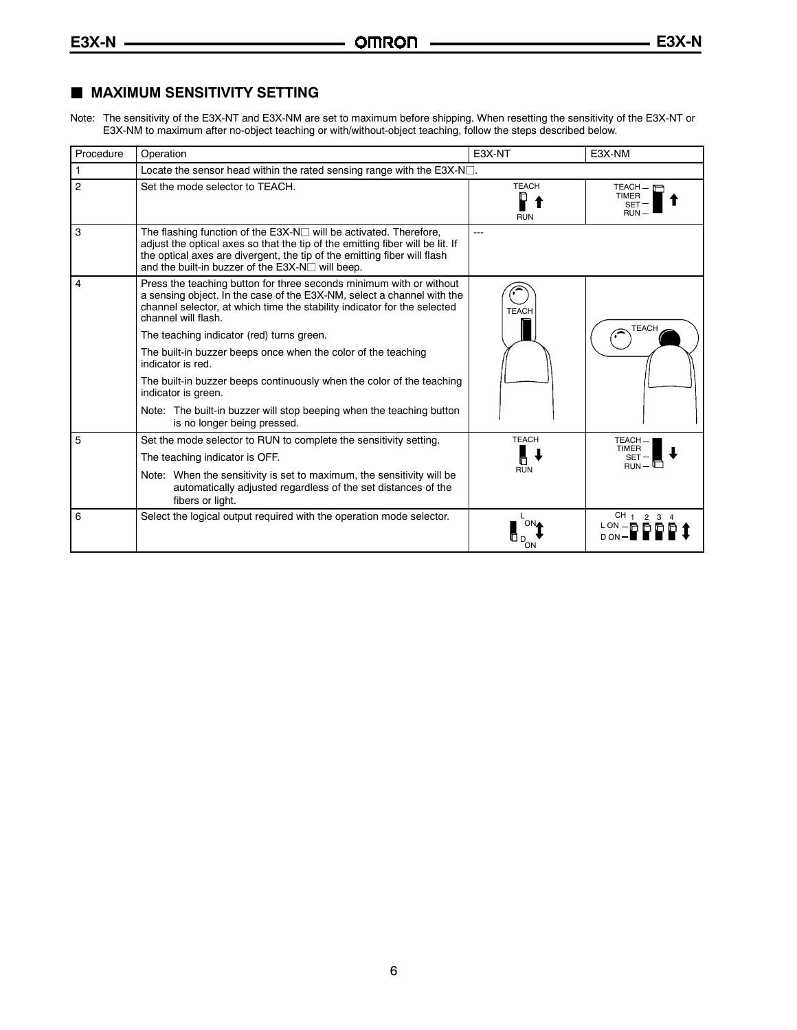## ■ MAXIMUM SENSITIVITY SETTING

Note: The sensitivity of the E3X-NT and E3X-NM are set to maximum before shipping. When resetting the sensitivity of the E3X-NT or E3X-NM to maximum after no-object teaching or with/without-object teaching, follow the steps described below.

| Procedure | Operation | E3X-NT | E3X-NM |
|---|---|---|---|
| 1 | Locate the sensor head within the rated sensing range with the E3X-N□. | | |
| 2 | Set the mode selector to TEACH. | TEACH / RUN | TEACH / TIMER SET / RUN |
| 3 | The flashing function of the E3X-N□ will be activated. Therefore, adjust the optical axes so that the tip of the emitting fiber will be lit. If the optical axes are divergent, the tip of the emitting fiber will flash and the built-in buzzer of the E3X-N□ will beep. | --- | |
| 4 | Press the teaching button for three seconds minimum with or without a sensing object. In the case of the E3X-NM, select a channel with the channel selector, at which time the stability indicator for the selected channel will flash.<br>The teaching indicator (red) turns green.<br>The built-in buzzer beeps once when the color of the teaching indicator is red.<br>The built-in buzzer beeps continuously when the color of the teaching indicator is green.<br>Note: The built-in buzzer will stop beeping when the teaching button is no longer being pressed. | TEACH | TEACH |
| 5 | Set the mode selector to RUN to complete the sensitivity setting.<br>The teaching indicator is OFF.<br>Note: When the sensitivity is set to maximum, the sensitivity will be automatically adjusted regardless of the set distances of the fibers or light. | TEACH / RUN | TEACH / TIMER SET / RUN |
| 6 | Select the logical output required with the operation mode selector. | L ON / D ON | CH 1 2 3 4 / L ON / D ON |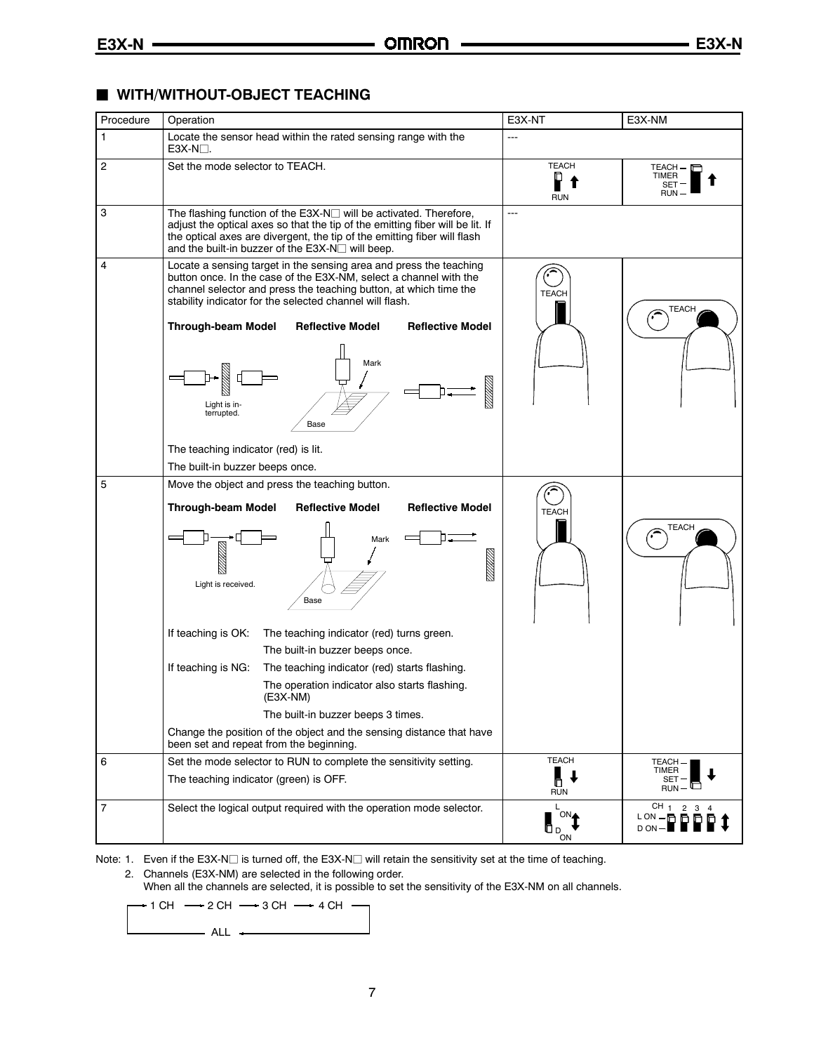## ■ WITH/WITHOUT-OBJECT TEACHING

| Procedure | Operation | E3X-NT | E3X-NM |
|---|---|---|---|
| 1 | Locate the sensor head within the rated sensing range with the E3X-N□. | --- | |
| 2 | Set the mode selector to TEACH. | TEACH / RUN | TEACH / TIMER / SET / RUN |
| 3 | The flashing function of the E3X-N□ will be activated. Therefore, adjust the optical axes so that the tip of the emitting fiber will be lit. If the optical axes are divergent, the tip of the emitting fiber will flash and the built-in buzzer of the E3X-N□ will beep. | --- | |
| 4 | Locate a sensing target in the sensing area and press the teaching button once. In the case of the E3X-NM, select a channel with the channel selector and press the teaching button, at which time the stability indicator for the selected channel will flash.<br><br>**Through-beam Model** (Light is interrupted.) **Reflective Model** (Mark, Base) **Reflective Model**<br><br>The teaching indicator (red) is lit.<br>The built-in buzzer beeps once. | TEACH | TEACH |
| 5 | Move the object and press the teaching button.<br><br>**Through-beam Model** (Light is received.) **Reflective Model** (Mark, Base) **Reflective Model**<br><br>If teaching is OK: The teaching indicator (red) turns green. The built-in buzzer beeps once.<br>If teaching is NG: The teaching indicator (red) starts flashing. The operation indicator also starts flashing. (E3X-NM) The built-in buzzer beeps 3 times.<br><br>Change the position of the object and the sensing distance that have been set and repeat from the beginning. | TEACH | TEACH |
| 6 | Set the mode selector to RUN to complete the sensitivity setting.<br>The teaching indicator (green) is OFF. | TEACH / RUN | TEACH / TIMER / SET / RUN |
| 7 | Select the logical output required with the operation mode selector. | L ON / D ON | CH 1 2 3 4 / L ON / D ON |

Note: 1. Even if the E3X-N□ is turned off, the E3X-N□ will retain the sensitivity set at the time of teaching.

2. Channels (E3X-NM) are selected in the following order.
When all the channels are selected, it is possible to set the sensitivity of the E3X-NM on all channels.

1 CH → 2 CH → 3 CH → 4 CH → ALL → 1 CH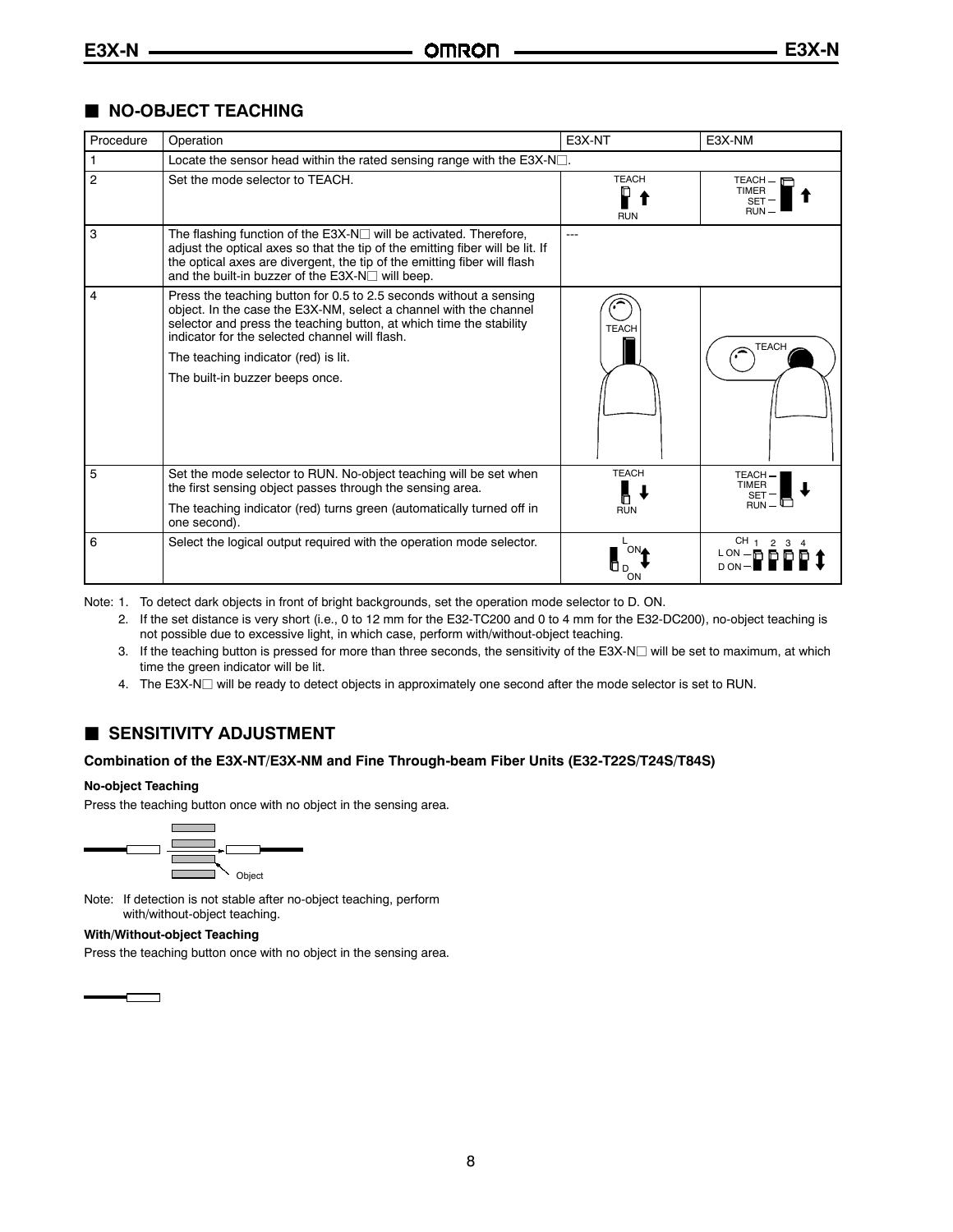## ■ NO-OBJECT TEACHING

| Procedure | Operation | E3X-NT | E3X-NM |
|---|---|---|---|
| 1 | Locate the sensor head within the rated sensing range with the E3X-N□. | | |
| 2 | Set the mode selector to TEACH. | TEACH / RUN | TEACH / TIMER / SET / RUN |
| 3 | The flashing function of the E3X-N□ will be activated. Therefore, adjust the optical axes so that the tip of the emitting fiber will be lit. If the optical axes are divergent, the tip of the emitting fiber will flash and the built-in buzzer of the E3X-N□ will beep. | --- | |
| 4 | Press the teaching button for 0.5 to 2.5 seconds without a sensing object. In the case the E3X-NM, select a channel with the channel selector and press the teaching button, at which time the stability indicator for the selected channel will flash.<br>The teaching indicator (red) is lit.<br>The built-in buzzer beeps once. | TEACH | TEACH |
| 5 | Set the mode selector to RUN. No-object teaching will be set when the first sensing object passes through the sensing area.<br>The teaching indicator (red) turns green (automatically turned off in one second). | TEACH / RUN | TEACH / TIMER / SET / RUN |
| 6 | Select the logical output required with the operation mode selector. | L ON / D ON | CH 1 2 3 4 / L ON / D ON |

Note: 1. To detect dark objects in front of bright backgrounds, set the operation mode selector to D. ON.

2. If the set distance is very short (i.e., 0 to 12 mm for the E32-TC200 and 0 to 4 mm for the E32-DC200), no-object teaching is not possible due to excessive light, in which case, perform with/without-object teaching.

3. If the teaching button is pressed for more than three seconds, the sensitivity of the E3X-N□ will be set to maximum, at which time the green indicator will be lit.

4. The E3X-N□ will be ready to detect objects in approximately one second after the mode selector is set to RUN.

## ■ SENSITIVITY ADJUSTMENT

### Combination of the E3X-NT/E3X-NM and Fine Through-beam Fiber Units (E32-T22S/T24S/T84S)

**No-object Teaching**

Press the teaching button once with no object in the sensing area.

Object

Note: If detection is not stable after no-object teaching, perform with/without-object teaching.

**With/Without-object Teaching**

Press the teaching button once with no object in the sensing area.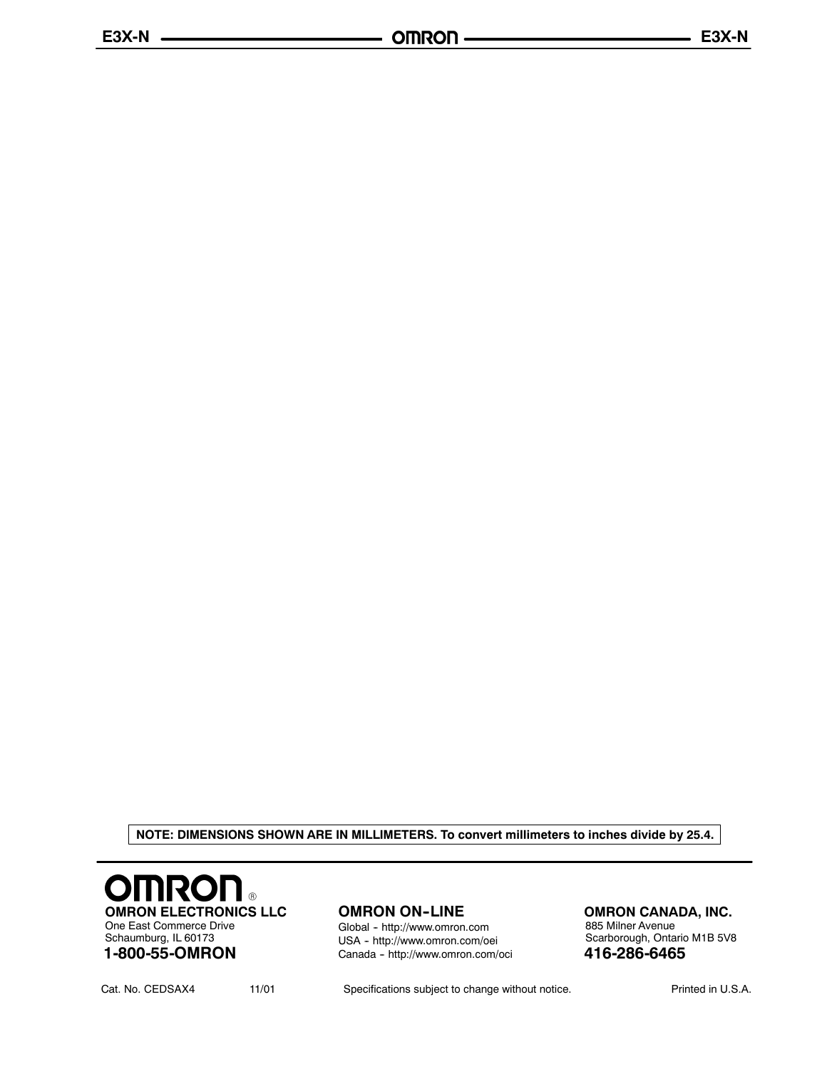**NOTE: DIMENSIONS SHOWN ARE IN MILLIMETERS. To convert millimeters to inches divide by 25.4.**

**OMRON**®

**OMRON ELECTRONICS LLC**
One East Commerce Drive
Schaumburg, IL 60173
**1-800-55-OMRON**

**OMRON ON-LINE**
Global - http://www.omron.com
USA - http://www.omron.com/oei
Canada - http://www.omron.com/oci

**OMRON CANADA, INC.**
885 Milner Avenue
Scarborough, Ontario M1B 5V8
**416-286-6465**

Cat. No. CEDSAX4 11/01 Specifications subject to change without notice. Printed in U.S.A.